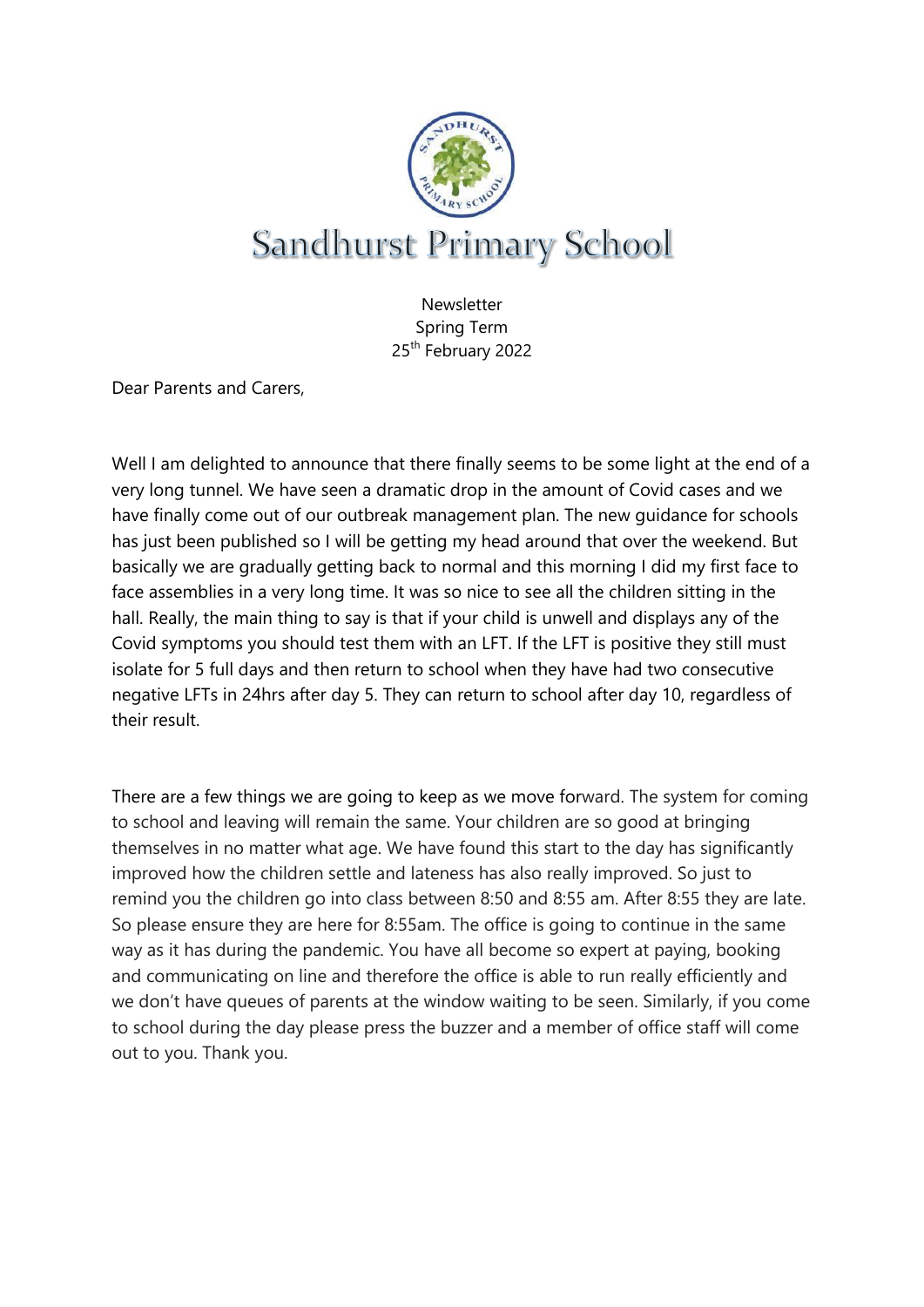# Sandhurst Primary School

Newsletter
Spring Term
25th February 2022

Dear Parents and Carers,

Well I am delighted to announce that there finally seems to be some light at the end of a very long tunnel. We have seen a dramatic drop in the amount of Covid cases and we have finally come out of our outbreak management plan. The new guidance for schools has just been published so I will be getting my head around that over the weekend. But basically we are gradually getting back to normal and this morning I did my first face to face assemblies in a very long time. It was so nice to see all the children sitting in the hall. Really, the main thing to say is that if your child is unwell and displays any of the Covid symptoms you should test them with an LFT. If the LFT is positive they still must isolate for 5 full days and then return to school when they have had two consecutive negative LFTs in 24hrs after day 5. They can return to school after day 10, regardless of their result.

There are a few things we are going to keep as we move forward. The system for coming to school and leaving will remain the same. Your children are so good at bringing themselves in no matter what age. We have found this start to the day has significantly improved how the children settle and lateness has also really improved. So just to remind you the children go into class between 8:50 and 8:55 am. After 8:55 they are late. So please ensure they are here for 8:55am. The office is going to continue in the same way as it has during the pandemic. You have all become so expert at paying, booking and communicating on line and therefore the office is able to run really efficiently and we don't have queues of parents at the window waiting to be seen. Similarly, if you come to school during the day please press the buzzer and a member of office staff will come out to you. Thank you.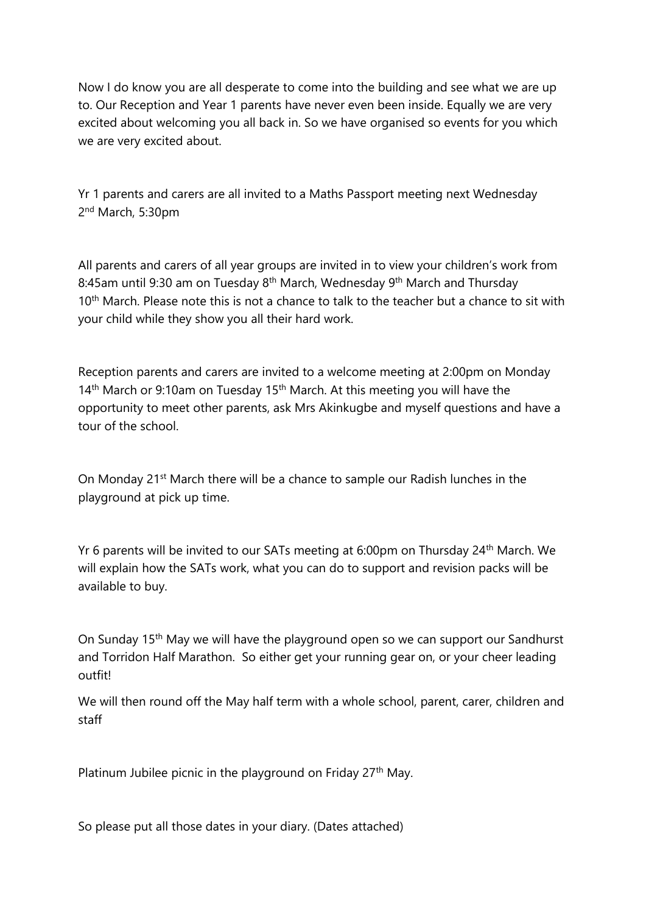Now I do know you are all desperate to come into the building and see what we are up to. Our Reception and Year 1 parents have never even been inside. Equally we are very excited about welcoming you all back in. So we have organised so events for you which we are very excited about.

Yr 1 parents and carers are all invited to a Maths Passport meeting next Wednesday 2nd March, 5:30pm

All parents and carers of all year groups are invited in to view your children's work from 8:45am until 9:30 am on Tuesday 8th March, Wednesday 9th March and Thursday 10th March. Please note this is not a chance to talk to the teacher but a chance to sit with your child while they show you all their hard work.

Reception parents and carers are invited to a welcome meeting at 2:00pm on Monday 14th March or 9:10am on Tuesday 15th March. At this meeting you will have the opportunity to meet other parents, ask Mrs Akinkugbe and myself questions and have a tour of the school.

On Monday 21st March there will be a chance to sample our Radish lunches in the playground at pick up time.

Yr 6 parents will be invited to our SATs meeting at 6:00pm on Thursday 24th March. We will explain how the SATs work, what you can do to support and revision packs will be available to buy.

On Sunday 15th May we will have the playground open so we can support our Sandhurst and Torridon Half Marathon. So either get your running gear on, or your cheer leading outfit!

We will then round off the May half term with a whole school, parent, carer, children and staff

Platinum Jubilee picnic in the playground on Friday 27th May.

So please put all those dates in your diary. (Dates attached)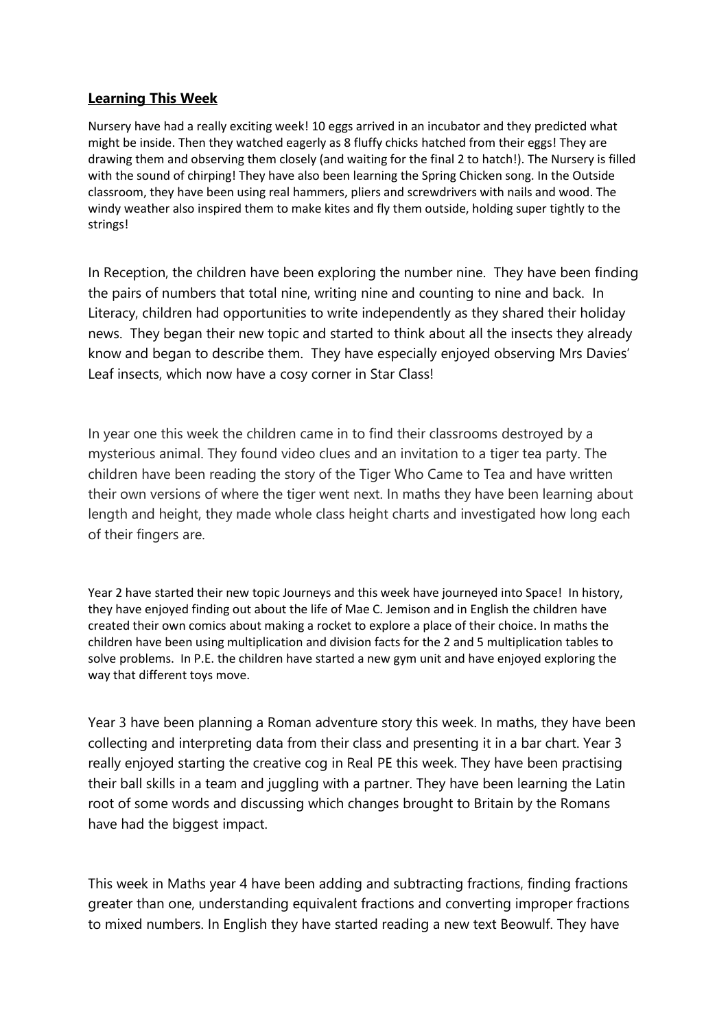## **Learning This Week**

Nursery have had a really exciting week! 10 eggs arrived in an incubator and they predicted what might be inside. Then they watched eagerly as 8 fluffy chicks hatched from their eggs! They are drawing them and observing them closely (and waiting for the final 2 to hatch!). The Nursery is filled with the sound of chirping! They have also been learning the Spring Chicken song. In the Outside classroom, they have been using real hammers, pliers and screwdrivers with nails and wood. The windy weather also inspired them to make kites and fly them outside, holding super tightly to the strings!

In Reception, the children have been exploring the number nine. They have been finding the pairs of numbers that total nine, writing nine and counting to nine and back. In Literacy, children had opportunities to write independently as they shared their holiday news. They began their new topic and started to think about all the insects they already know and began to describe them. They have especially enjoyed observing Mrs Davies' Leaf insects, which now have a cosy corner in Star Class!

In year one this week the children came in to find their classrooms destroyed by a mysterious animal. They found video clues and an invitation to a tiger tea party. The children have been reading the story of the Tiger Who Came to Tea and have written their own versions of where the tiger went next. In maths they have been learning about length and height, they made whole class height charts and investigated how long each of their fingers are.

Year 2 have started their new topic Journeys and this week have journeyed into Space! In history, they have enjoyed finding out about the life of Mae C. Jemison and in English the children have created their own comics about making a rocket to explore a place of their choice. In maths the children have been using multiplication and division facts for the 2 and 5 multiplication tables to solve problems. In P.E. the children have started a new gym unit and have enjoyed exploring the way that different toys move.

Year 3 have been planning a Roman adventure story this week. In maths, they have been collecting and interpreting data from their class and presenting it in a bar chart. Year 3 really enjoyed starting the creative cog in Real PE this week. They have been practising their ball skills in a team and juggling with a partner. They have been learning the Latin root of some words and discussing which changes brought to Britain by the Romans have had the biggest impact.

This week in Maths year 4 have been adding and subtracting fractions, finding fractions greater than one, understanding equivalent fractions and converting improper fractions to mixed numbers. In English they have started reading a new text Beowulf. They have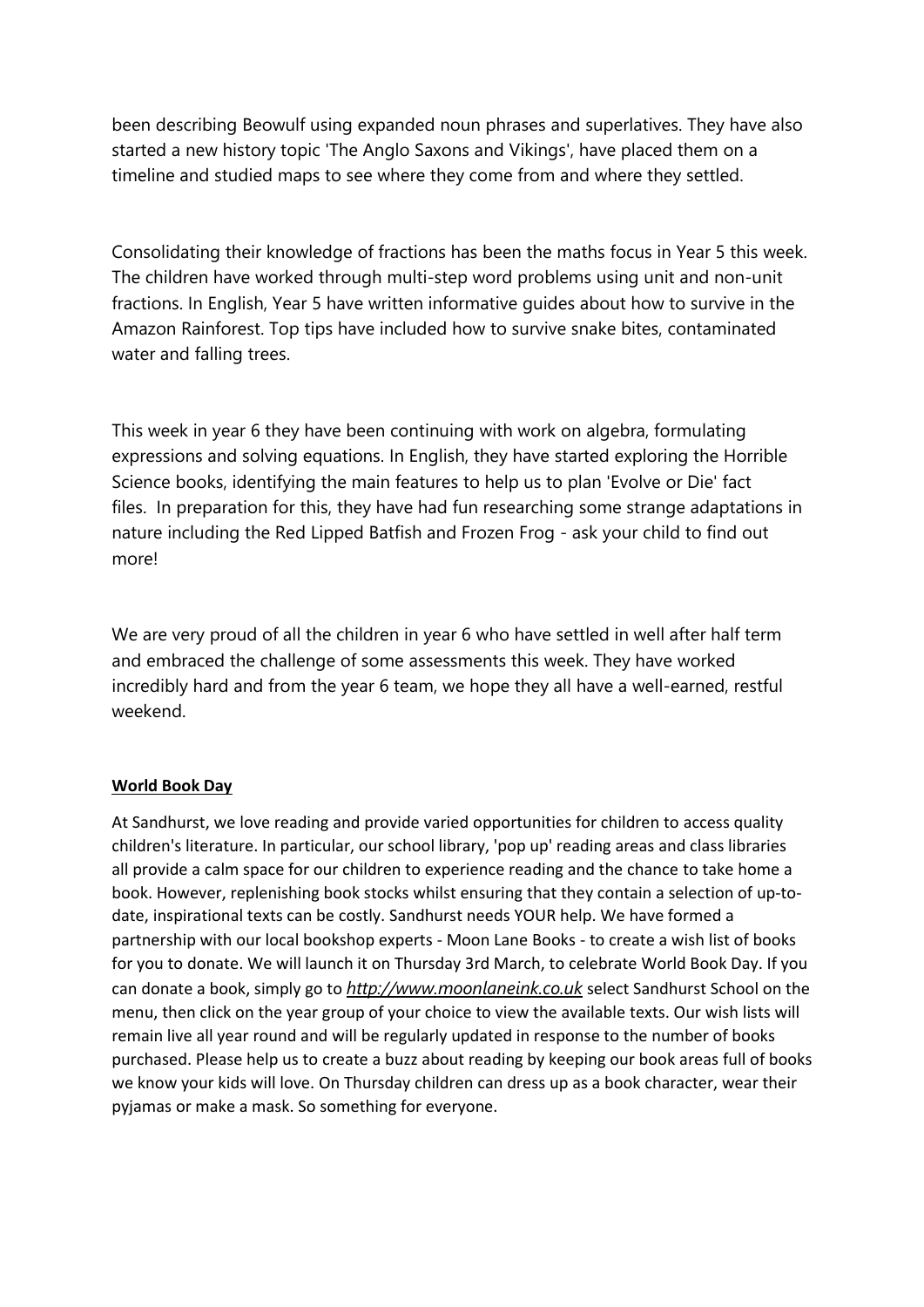been describing Beowulf using expanded noun phrases and superlatives. They have also started a new history topic 'The Anglo Saxons and Vikings', have placed them on a timeline and studied maps to see where they come from and where they settled.

Consolidating their knowledge of fractions has been the maths focus in Year 5 this week. The children have worked through multi-step word problems using unit and non-unit fractions. In English, Year 5 have written informative guides about how to survive in the Amazon Rainforest. Top tips have included how to survive snake bites, contaminated water and falling trees.

This week in year 6 they have been continuing with work on algebra, formulating expressions and solving equations. In English, they have started exploring the Horrible Science books, identifying the main features to help us to plan 'Evolve or Die' fact files. In preparation for this, they have had fun researching some strange adaptations in nature including the Red Lipped Batfish and Frozen Frog - ask your child to find out more!

We are very proud of all the children in year 6 who have settled in well after half term and embraced the challenge of some assessments this week. They have worked incredibly hard and from the year 6 team, we hope they all have a well-earned, restful weekend.

**World Book Day**

At Sandhurst, we love reading and provide varied opportunities for children to access quality children's literature. In particular, our school library, 'pop up' reading areas and class libraries all provide a calm space for our children to experience reading and the chance to take home a book. However, replenishing book stocks whilst ensuring that they contain a selection of up-to-date, inspirational texts can be costly. Sandhurst needs YOUR help. We have formed a partnership with our local bookshop experts - Moon Lane Books - to create a wish list of books for you to donate. We will launch it on Thursday 3rd March, to celebrate World Book Day. If you can donate a book, simply go to *http://www.moonlaneink.co.uk* select Sandhurst School on the menu, then click on the year group of your choice to view the available texts. Our wish lists will remain live all year round and will be regularly updated in response to the number of books purchased. Please help us to create a buzz about reading by keeping our book areas full of books we know your kids will love. On Thursday children can dress up as a book character, wear their pyjamas or make a mask. So something for everyone.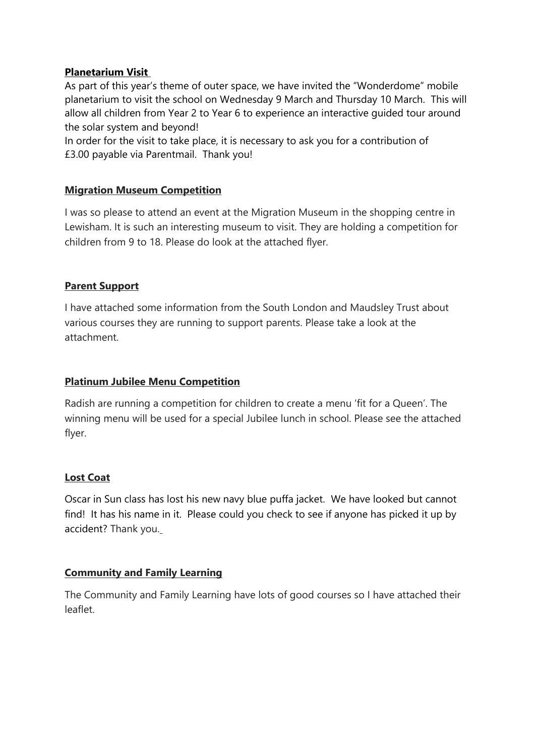**Planetarium Visit**

As part of this year's theme of outer space, we have invited the "Wonderdome" mobile planetarium to visit the school on Wednesday 9 March and Thursday 10 March. This will allow all children from Year 2 to Year 6 to experience an interactive guided tour around the solar system and beyond!

In order for the visit to take place, it is necessary to ask you for a contribution of £3.00 payable via Parentmail. Thank you!

**Migration Museum Competition**

I was so please to attend an event at the Migration Museum in the shopping centre in Lewisham. It is such an interesting museum to visit. They are holding a competition for children from 9 to 18. Please do look at the attached flyer.

**Parent Support**

I have attached some information from the South London and Maudsley Trust about various courses they are running to support parents. Please take a look at the attachment.

**Platinum Jubilee Menu Competition**

Radish are running a competition for children to create a menu 'fit for a Queen'. The winning menu will be used for a special Jubilee lunch in school. Please see the attached flyer.

**Lost Coat**

Oscar in Sun class has lost his new navy blue puffa jacket. We have looked but cannot find! It has his name in it. Please could you check to see if anyone has picked it up by accident? Thank you.

**Community and Family Learning**

The Community and Family Learning have lots of good courses so I have attached their leaflet.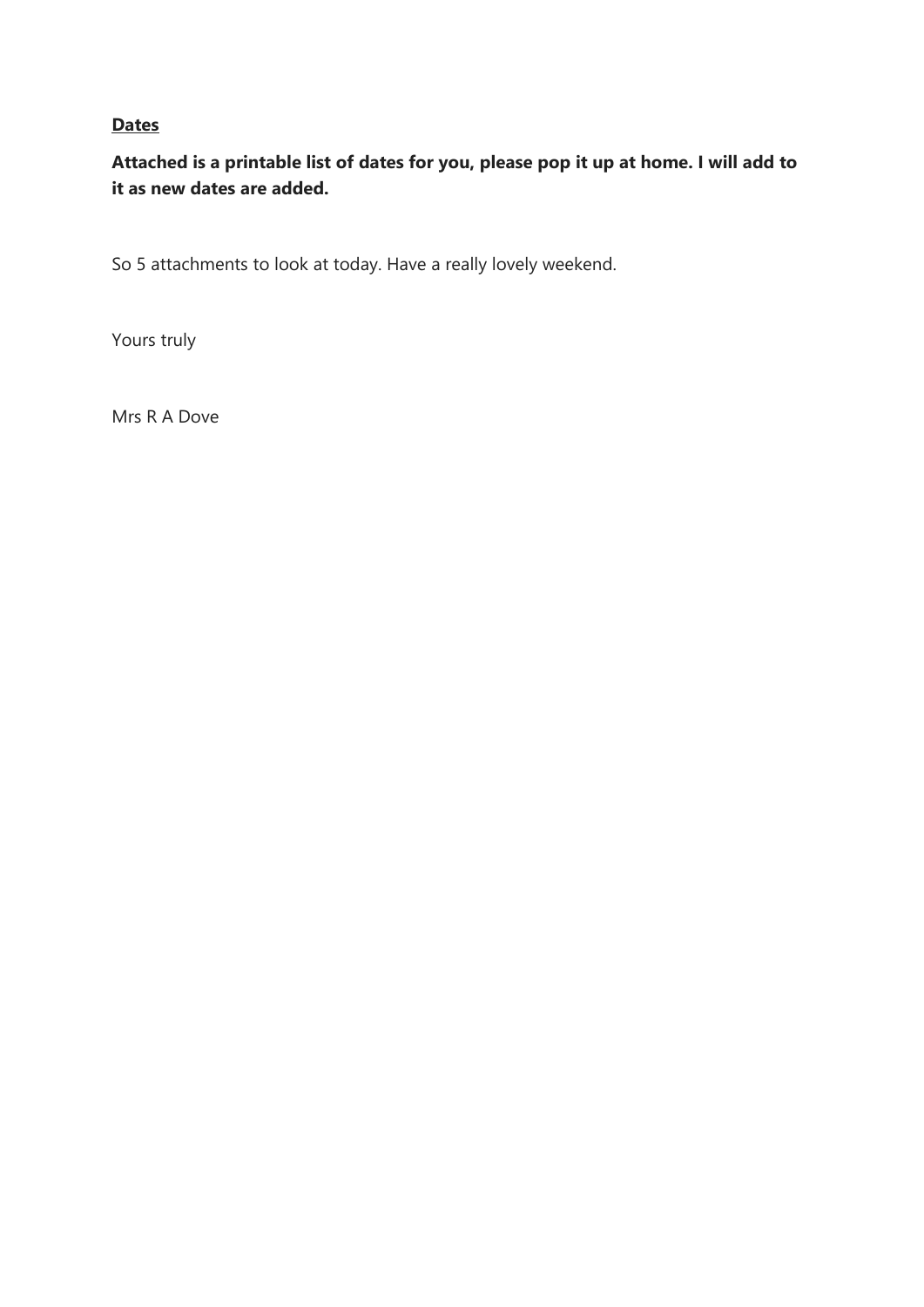**<u>Dates</u>**

**Attached is a printable list of dates for you, please pop it up at home. I will add to it as new dates are added.**

So 5 attachments to look at today. Have a really lovely weekend.

Yours truly

Mrs R A Dove